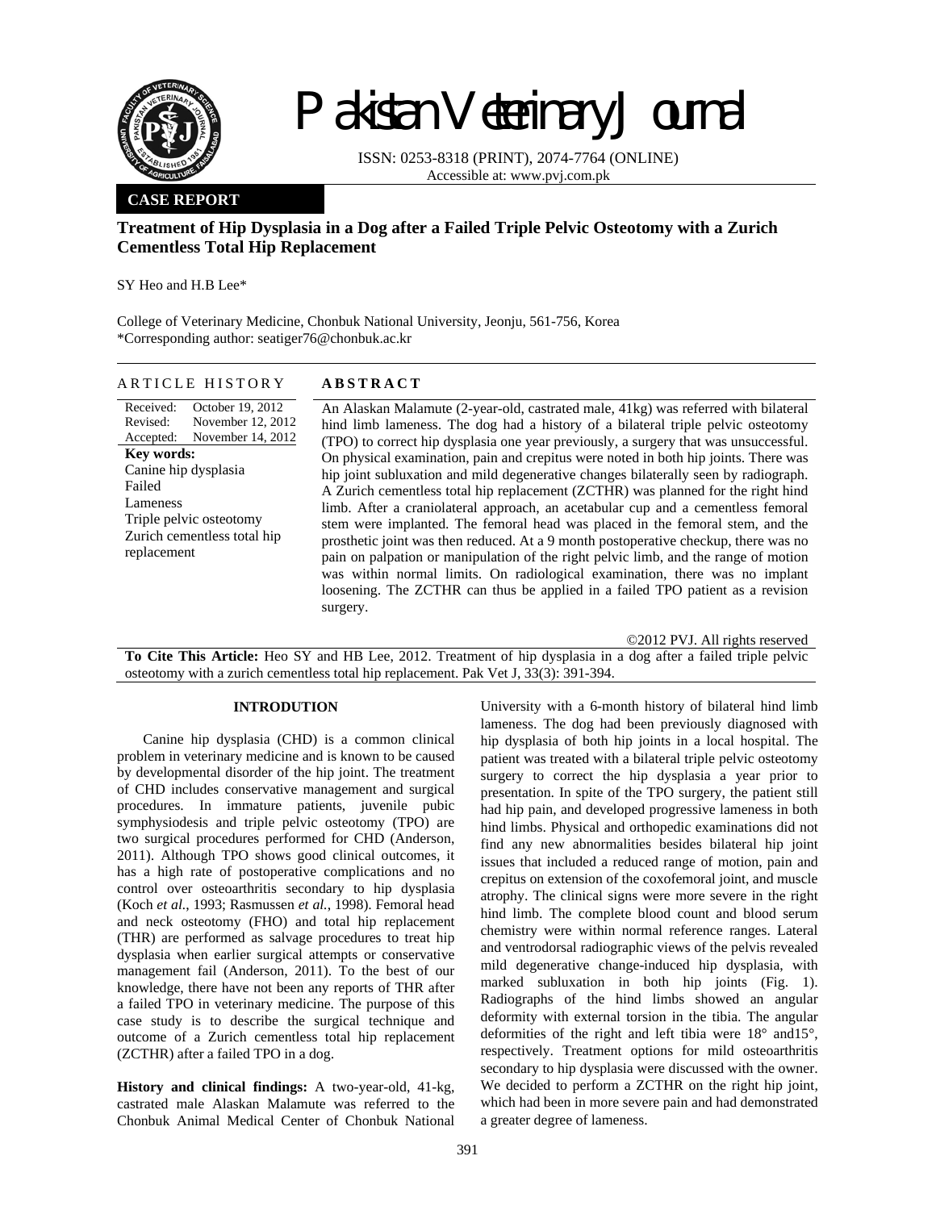# Pakistan Veterinary Journal

ISSN: 0253-8318 (PRINT), 2074-7764 (ONLINE)
Accessible at: www.pvj.com.pk

**CASE REPORT**

## Treatment of Hip Dysplasia in a Dog after a Failed Triple Pelvic Osteotomy with a Zurich Cementless Total Hip Replacement

SY Heo and H.B Lee*

College of Veterinary Medicine, Chonbuk National University, Jeonju, 561-756, Korea
*Corresponding author: seatiger76@chonbuk.ac.kr

### ARTICLE HISTORY

Received: October 19, 2012
Revised: November 12, 2012
Accepted: November 14, 2012

**Key words:**
Canine hip dysplasia
Failed
Lameness
Triple pelvic osteotomy
Zurich cementless total hip replacement

### ABSTRACT

An Alaskan Malamute (2-year-old, castrated male, 41kg) was referred with bilateral hind limb lameness. The dog had a history of a bilateral triple pelvic osteotomy (TPO) to correct hip dysplasia one year previously, a surgery that was unsuccessful. On physical examination, pain and crepitus were noted in both hip joints. There was hip joint subluxation and mild degenerative changes bilaterally seen by radiograph. A Zurich cementless total hip replacement (ZCTHR) was planned for the right hind limb. After a craniolateral approach, an acetabular cup and a cementless femoral stem were implanted. The femoral head was placed in the femoral stem, and the prosthetic joint was then reduced. At a 9 month postoperative checkup, there was no pain on palpation or manipulation of the right pelvic limb, and the range of motion was within normal limits. On radiological examination, there was no implant loosening. The ZCTHR can thus be applied in a failed TPO patient as a revision surgery.

©2012 PVJ. All rights reserved

**To Cite This Article:** Heo SY and HB Lee, 2012. Treatment of hip dysplasia in a dog after a failed triple pelvic osteotomy with a zurich cementless total hip replacement. Pak Vet J, 33(3): 391-394.

## INTRODUTION

Canine hip dysplasia (CHD) is a common clinical problem in veterinary medicine and is known to be caused by developmental disorder of the hip joint. The treatment of CHD includes conservative management and surgical procedures. In immature patients, juvenile pubic symphysiodesis and triple pelvic osteotomy (TPO) are two surgical procedures performed for CHD (Anderson, 2011). Although TPO shows good clinical outcomes, it has a high rate of postoperative complications and no control over osteoarthritis secondary to hip dysplasia (Koch *et al.*, 1993; Rasmussen *et al.*, 1998). Femoral head and neck osteotomy (FHO) and total hip replacement (THR) are performed as salvage procedures to treat hip dysplasia when earlier surgical attempts or conservative management fail (Anderson, 2011). To the best of our knowledge, there have not been any reports of THR after a failed TPO in veterinary medicine. The purpose of this case study is to describe the surgical technique and outcome of a Zurich cementless total hip replacement (ZCTHR) after a failed TPO in a dog.

**History and clinical findings:** A two-year-old, 41-kg, castrated male Alaskan Malamute was referred to the Chonbuk Animal Medical Center of Chonbuk National University with a 6-month history of bilateral hind limb lameness. The dog had been previously diagnosed with hip dysplasia of both hip joints in a local hospital. The patient was treated with a bilateral triple pelvic osteotomy surgery to correct the hip dysplasia a year prior to presentation. In spite of the TPO surgery, the patient still had hip pain, and developed progressive lameness in both hind limbs. Physical and orthopedic examinations did not find any new abnormalities besides bilateral hip joint issues that included a reduced range of motion, pain and crepitus on extension of the coxofemoral joint, and muscle atrophy. The clinical signs were more severe in the right hind limb. The complete blood count and blood serum chemistry were within normal reference ranges. Lateral and ventrodorsal radiographic views of the pelvis revealed mild degenerative change-induced hip dysplasia, with marked subluxation in both hip joints (Fig. 1). Radiographs of the hind limbs showed an angular deformity with external torsion in the tibia. The angular deformities of the right and left tibia were 18° and15°, respectively. Treatment options for mild osteoarthritis secondary to hip dysplasia were discussed with the owner. We decided to perform a ZCTHR on the right hip joint, which had been in more severe pain and had demonstrated a greater degree of lameness.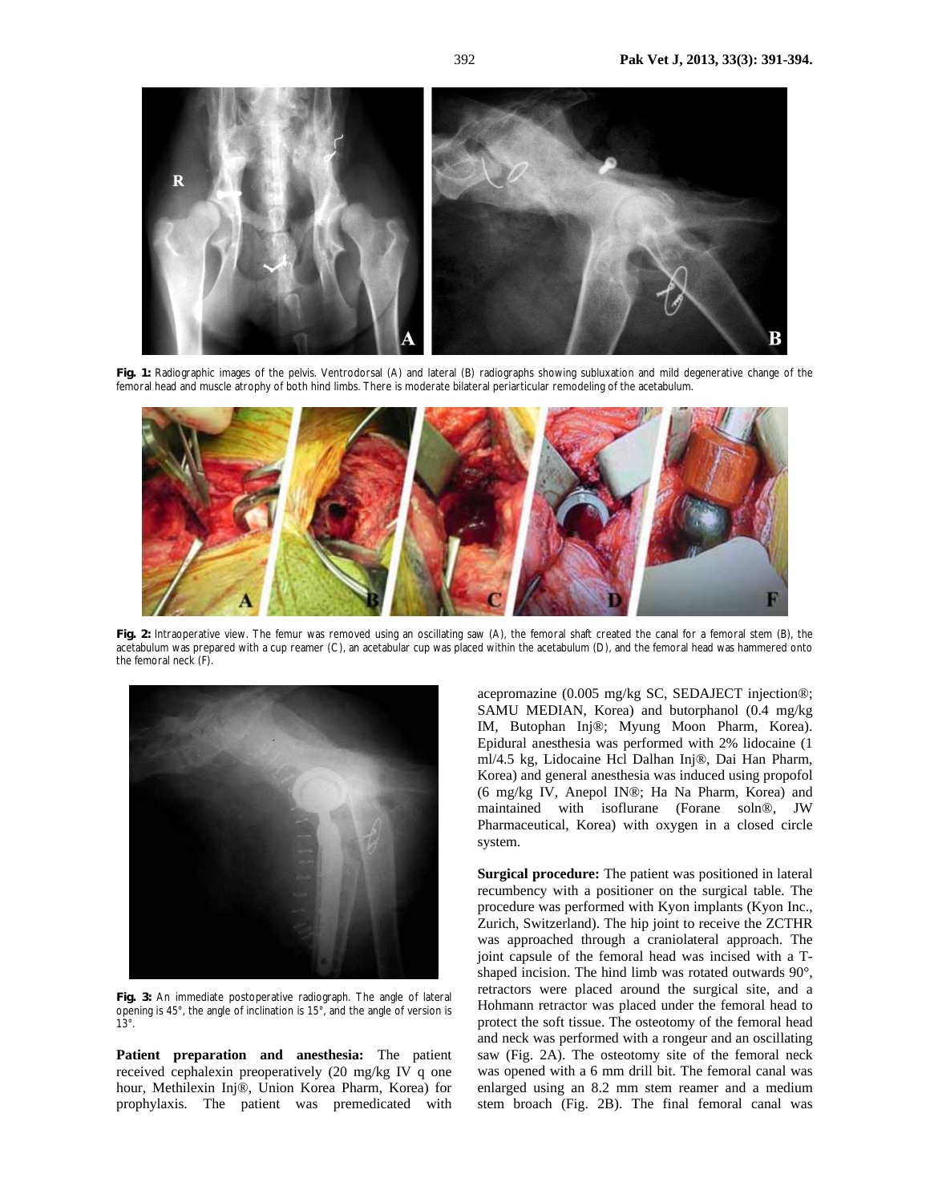**Fig. 1:** Radiographic images of the pelvis. Ventrodorsal (A) and lateral (B) radiographs showing subluxation and mild degenerative change of the femoral head and muscle atrophy of both hind limbs. There is moderate bilateral periarticular remodeling of the acetabulum.

**Fig. 2:** Intraoperative view. The femur was removed using an oscillating saw (A), the femoral shaft created the canal for a femoral stem (B), the acetabulum was prepared with a cup reamer (C), an acetabular cup was placed within the acetabulum (D), and the femoral head was hammered onto the femoral neck (F).

**Fig. 3:** An immediate postoperative radiograph. The angle of lateral opening is 45°, the angle of inclination is 15°, and the angle of version is 13°.

**Patient preparation and anesthesia:** The patient received cephalexin preoperatively (20 mg/kg IV q one hour, Methilexin Inj®, Union Korea Pharm, Korea) for prophylaxis. The patient was premedicated with acepromazine (0.005 mg/kg SC, SEDAJECT injection®; SAMU MEDIAN, Korea) and butorphanol (0.4 mg/kg IM, Butophan Inj®; Myung Moon Pharm, Korea). Epidural anesthesia was performed with 2% lidocaine (1 ml/4.5 kg, Lidocaine Hcl Dalhan Inj®, Dai Han Pharm, Korea) and general anesthesia was induced using propofol (6 mg/kg IV, Anepol IN®; Ha Na Pharm, Korea) and maintained with isoflurane (Forane soln®, JW Pharmaceutical, Korea) with oxygen in a closed circle system.

**Surgical procedure:** The patient was positioned in lateral recumbency with a positioner on the surgical table. The procedure was performed with Kyon implants (Kyon Inc., Zurich, Switzerland). The hip joint to receive the ZCTHR was approached through a craniolateral approach. The joint capsule of the femoral head was incised with a T-shaped incision. The hind limb was rotated outwards 90°, retractors were placed around the surgical site, and a Hohmann retractor was placed under the femoral head to protect the soft tissue. The osteotomy of the femoral head and neck was performed with a rongeur and an oscillating saw (Fig. 2A). The osteotomy site of the femoral neck was opened with a 6 mm drill bit. The femoral canal was enlarged using an 8.2 mm stem reamer and a medium stem broach (Fig. 2B). The final femoral canal was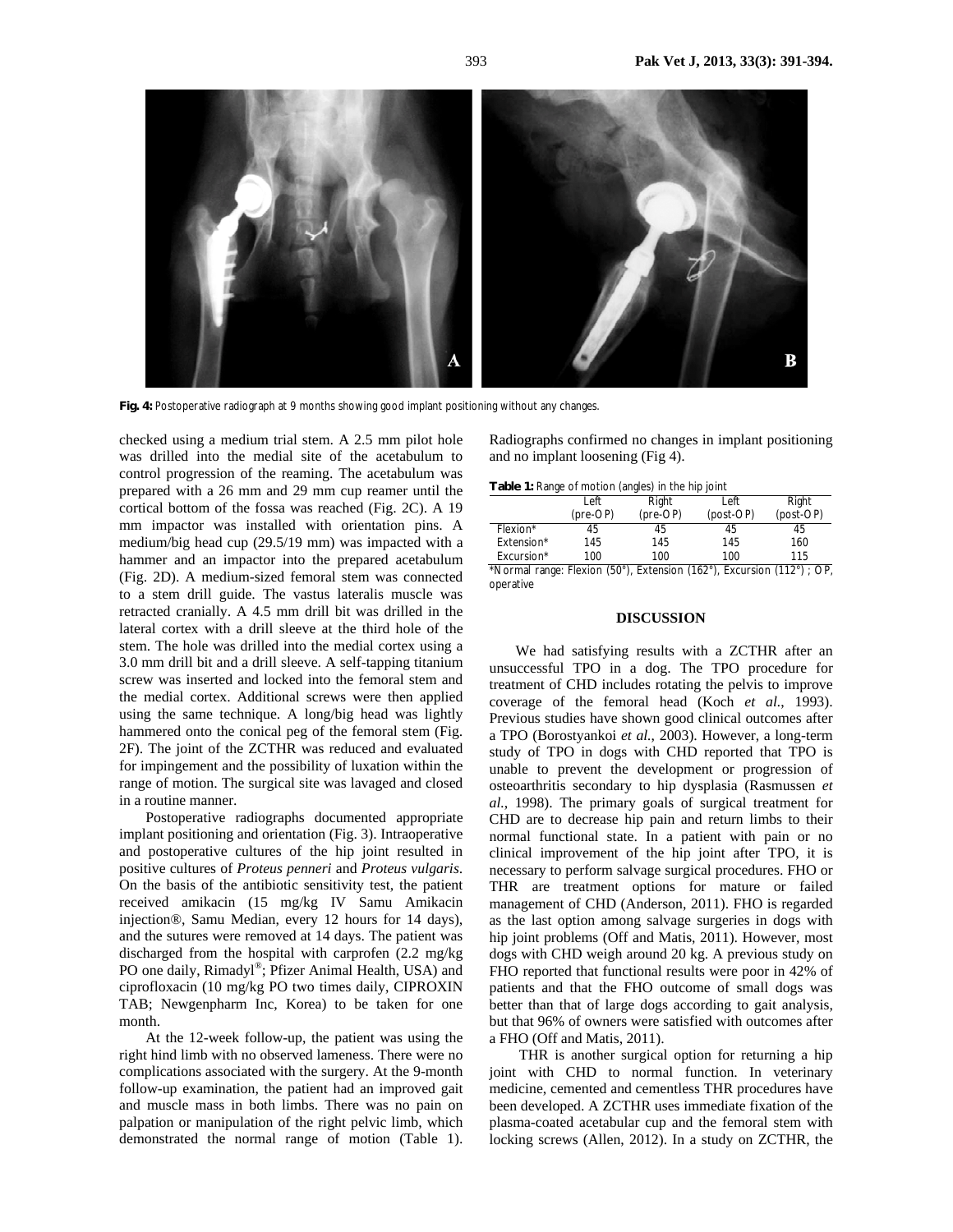Fig. 4: Postoperative radiograph at 9 months showing good implant positioning without any changes.

checked using a medium trial stem. A 2.5 mm pilot hole was drilled into the medial site of the acetabulum to control progression of the reaming. The acetabulum was prepared with a 26 mm and 29 mm cup reamer until the cortical bottom of the fossa was reached (Fig. 2C). A 19 mm impactor was installed with orientation pins. A medium/big head cup (29.5/19 mm) was impacted with a hammer and an impactor into the prepared acetabulum (Fig. 2D). A medium-sized femoral stem was connected to a stem drill guide. The vastus lateralis muscle was retracted cranially. A 4.5 mm drill bit was drilled in the lateral cortex with a drill sleeve at the third hole of the stem. The hole was drilled into the medial cortex using a 3.0 mm drill bit and a drill sleeve. A self-tapping titanium screw was inserted and locked into the femoral stem and the medial cortex. Additional screws were then applied using the same technique. A long/big head was lightly hammered onto the conical peg of the femoral stem (Fig. 2F). The joint of the ZCTHR was reduced and evaluated for impingement and the possibility of luxation within the range of motion. The surgical site was lavaged and closed in a routine manner.

Postoperative radiographs documented appropriate implant positioning and orientation (Fig. 3). Intraoperative and postoperative cultures of the hip joint resulted in positive cultures of *Proteus penneri* and *Proteus vulgaris*. On the basis of the antibiotic sensitivity test, the patient received amikacin (15 mg/kg IV Samu Amikacin injection®, Samu Median, every 12 hours for 14 days), and the sutures were removed at 14 days. The patient was discharged from the hospital with carprofen (2.2 mg/kg PO one daily, Rimadyl®; Pfizer Animal Health, USA) and ciprofloxacin (10 mg/kg PO two times daily, CIPROXIN TAB; Newgenpharm Inc, Korea) to be taken for one month.

At the 12-week follow-up, the patient was using the right hind limb with no observed lameness. There were no complications associated with the surgery. At the 9-month follow-up examination, the patient had an improved gait and muscle mass in both limbs. There was no pain on palpation or manipulation of the right pelvic limb, which demonstrated the normal range of motion (Table 1). Radiographs confirmed no changes in implant positioning and no implant loosening (Fig 4).

**Table 1:** Range of motion (angles) in the hip joint

| | Left (pre-OP) | Right (pre-OP) | Left (post-OP) | Right (post-OP) |
|---|---|---|---|---|
| Flexion* | 45 | 45 | 45 | 45 |
| Extension* | 145 | 145 | 145 | 160 |
| Excursion* | 100 | 100 | 100 | 115 |

*Normal range: Flexion (50°), Extension (162°), Excursion (112°) ; OP, operative

## DISCUSSION

We had satisfying results with a ZCTHR after an unsuccessful TPO in a dog. The TPO procedure for treatment of CHD includes rotating the pelvis to improve coverage of the femoral head (Koch *et al.*, 1993). Previous studies have shown good clinical outcomes after a TPO (Borostyankoi *et al.*, 2003). However, a long-term study of TPO in dogs with CHD reported that TPO is unable to prevent the development or progression of osteoarthritis secondary to hip dysplasia (Rasmussen *et al.*, 1998). The primary goals of surgical treatment for CHD are to decrease hip pain and return limbs to their normal functional state. In a patient with pain or no clinical improvement of the hip joint after TPO, it is necessary to perform salvage surgical procedures. FHO or THR are treatment options for mature or failed management of CHD (Anderson, 2011). FHO is regarded as the last option among salvage surgeries in dogs with hip joint problems (Off and Matis, 2011). However, most dogs with CHD weigh around 20 kg. A previous study on FHO reported that functional results were poor in 42% of patients and that the FHO outcome of small dogs was better than that of large dogs according to gait analysis, but that 96% of owners were satisfied with outcomes after a FHO (Off and Matis, 2011).

THR is another surgical option for returning a hip joint with CHD to normal function. In veterinary medicine, cemented and cementless THR procedures have been developed. A ZCTHR uses immediate fixation of the plasma-coated acetabular cup and the femoral stem with locking screws (Allen, 2012). In a study on ZCTHR, the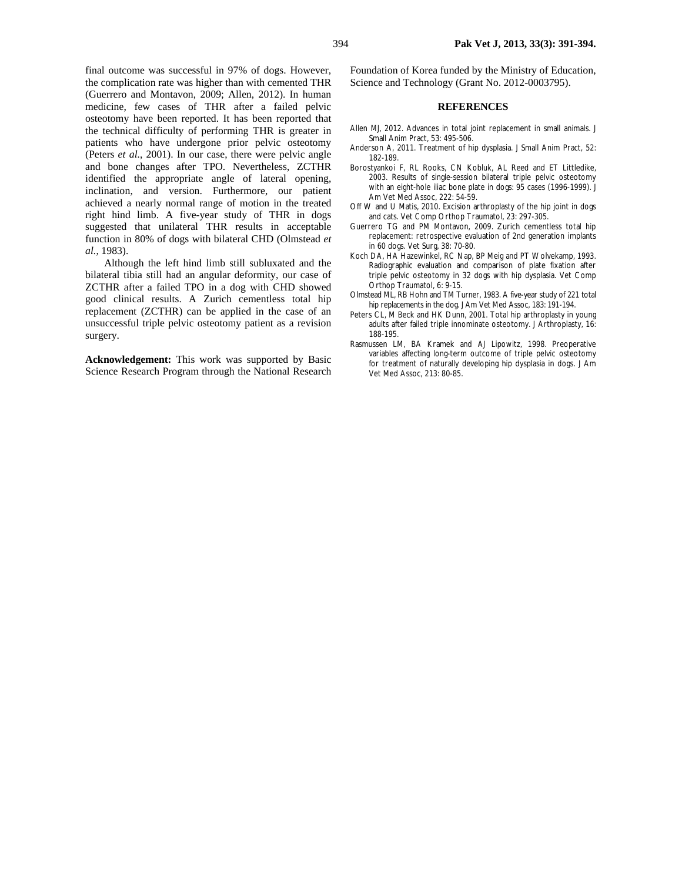final outcome was successful in 97% of dogs. However, the complication rate was higher than with cemented THR (Guerrero and Montavon, 2009; Allen, 2012). In human medicine, few cases of THR after a failed pelvic osteotomy have been reported. It has been reported that the technical difficulty of performing THR is greater in patients who have undergone prior pelvic osteotomy (Peters *et al.*, 2001). In our case, there were pelvic angle and bone changes after TPO. Nevertheless, ZCTHR identified the appropriate angle of lateral opening, inclination, and version. Furthermore, our patient achieved a nearly normal range of motion in the treated right hind limb. A five-year study of THR in dogs suggested that unilateral THR results in acceptable function in 80% of dogs with bilateral CHD (Olmstead *et al.*, 1983).

Although the left hind limb still subluxated and the bilateral tibia still had an angular deformity, our case of ZCTHR after a failed TPO in a dog with CHD showed good clinical results. A Zurich cementless total hip replacement (ZCTHR) can be applied in the case of an unsuccessful triple pelvic osteotomy patient as a revision surgery.

**Acknowledgement:** This work was supported by Basic Science Research Program through the National Research Foundation of Korea funded by the Ministry of Education, Science and Technology (Grant No. 2012-0003795).

## REFERENCES

Allen MJ, 2012. Advances in total joint replacement in small animals. J Small Anim Pract, 53: 495-506.

Anderson A, 2011. Treatment of hip dysplasia. J Small Anim Pract, 52: 182-189.

Borostyankoi F, RL Rooks, CN Kobluk, AL Reed and ET Littledike, 2003. Results of single-session bilateral triple pelvic osteotomy with an eight-hole iliac bone plate in dogs: 95 cases (1996-1999). J Am Vet Med Assoc, 222: 54-59.

Off W and U Matis, 2010. Excision arthroplasty of the hip joint in dogs and cats. Vet Comp Orthop Traumatol, 23: 297-305.

Guerrero TG and PM Montavon, 2009. Zurich cementless total hip replacement: retrospective evaluation of 2nd generation implants in 60 dogs. Vet Surg, 38: 70-80.

Koch DA, HA Hazewinkel, RC Nap, BP Meig and PT Wolvekamp, 1993. Radiographic evaluation and comparison of plate fixation after triple pelvic osteotomy in 32 dogs with hip dysplasia. Vet Comp Orthop Traumatol, 6: 9-15.

Olmstead ML, RB Hohn and TM Turner, 1983. A five-year study of 221 total hip replacements in the dog. J Am Vet Med Assoc, 183: 191-194.

Peters CL, M Beck and HK Dunn, 2001. Total hip arthroplasty in young adults after failed triple innominate osteotomy. J Arthroplasty, 16: 188-195.

Rasmussen LM, BA Kramek and AJ Lipowitz, 1998. Preoperative variables affecting long-term outcome of triple pelvic osteotomy for treatment of naturally developing hip dysplasia in dogs. J Am Vet Med Assoc, 213: 80-85.